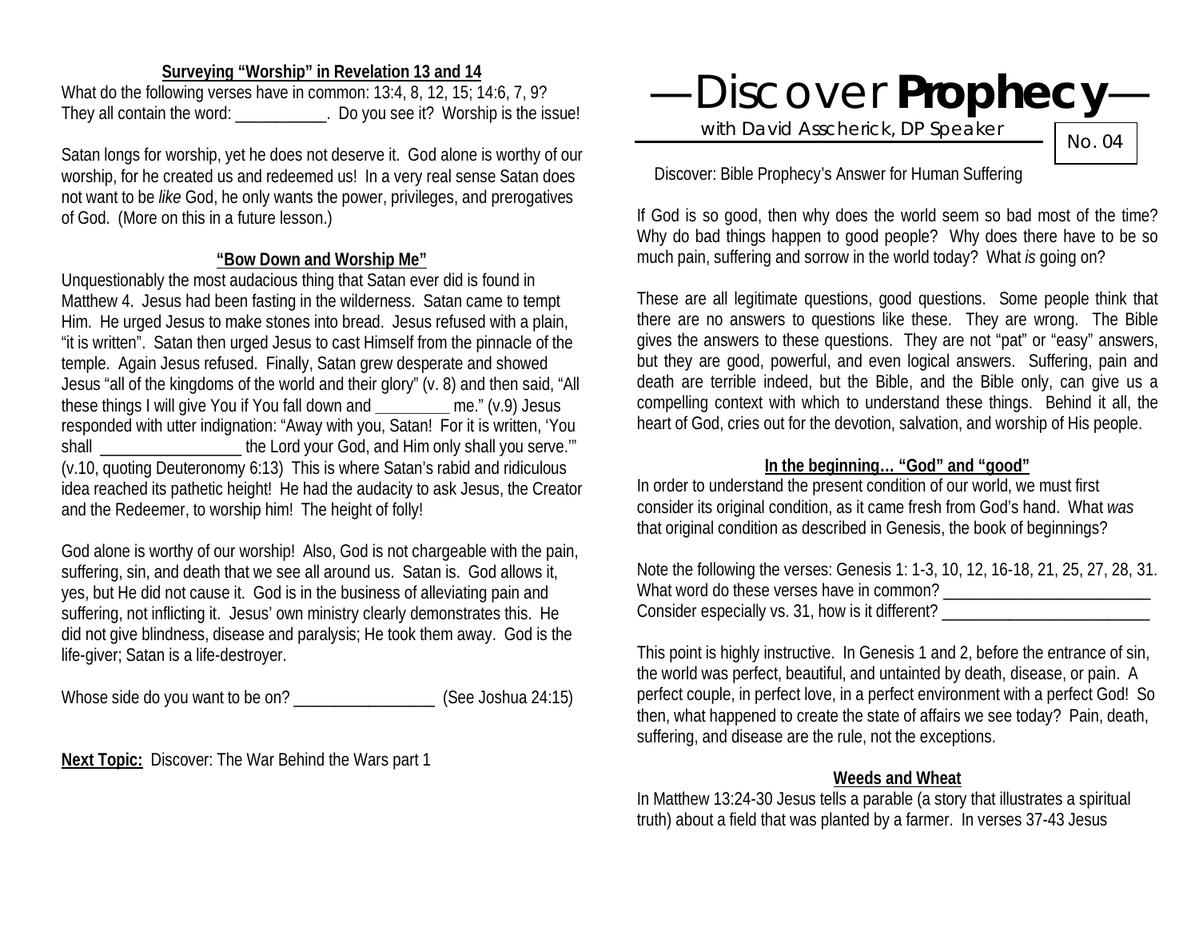### Surveying "Worship" in Revelation 13 and 14

What do the following verses have in common: 13:4, 8, 12, 15; 14:6, 7, 9? They all contain the word: ___________. Do you see it? Worship is the issue!

Satan longs for worship, yet he does not deserve it. God alone is worthy of our worship, for he created us and redeemed us! In a very real sense Satan does not want to be *like* God, he only wants the power, privileges, and prerogatives of God. (More on this in a future lesson.)

### "Bow Down and Worship Me"

Unquestionably the most audacious thing that Satan ever did is found in Matthew 4. Jesus had been fasting in the wilderness. Satan came to tempt Him. He urged Jesus to make stones into bread. Jesus refused with a plain, "it is written". Satan then urged Jesus to cast Himself from the pinnacle of the temple. Again Jesus refused. Finally, Satan grew desperate and showed Jesus "all of the kingdoms of the world and their glory" (v. 8) and then said, "All these things I will give You if You fall down and _________ me." (v.9) Jesus responded with utter indignation: "Away with you, Satan! For it is written, 'You shall _________________ the Lord your God, and Him only shall you serve.'" (v.10, quoting Deuteronomy 6:13) This is where Satan's rabid and ridiculous idea reached its pathetic height! He had the audacity to ask Jesus, the Creator and the Redeemer, to worship him! The height of folly!

God alone is worthy of our worship! Also, God is not chargeable with the pain, suffering, sin, and death that we see all around us. Satan is. God allows it, yes, but He did not cause it. God is in the business of alleviating pain and suffering, not inflicting it. Jesus' own ministry clearly demonstrates this. He did not give blindness, disease and paralysis; He took them away. God is the life-giver; Satan is a life-destroyer.

Whose side do you want to be on? __________________ (See Joshua 24:15)

**Next Topic:** Discover: The War Behind the Wars part 1

# —Discover **Prophecy**—

with David Asscherick, DP Speaker

No. 04

Discover: Bible Prophecy's Answer for Human Suffering

If God is so good, then why does the world seem so bad most of the time? Why do bad things happen to good people? Why does there have to be so much pain, suffering and sorrow in the world today? What *is* going on?

These are all legitimate questions, good questions. Some people think that there are no answers to questions like these. They are wrong. The Bible gives the answers to these questions. They are not "pat" or "easy" answers, but they are good, powerful, and even logical answers. Suffering, pain and death are terrible indeed, but the Bible, and the Bible only, can give us a compelling context with which to understand these things. Behind it all, the heart of God, cries out for the devotion, salvation, and worship of His people.

### In the beginning… "God" and "good"

In order to understand the present condition of our world, we must first consider its original condition, as it came fresh from God's hand. What *was* that original condition as described in Genesis, the book of beginnings?

Note the following the verses: Genesis 1: 1-3, 10, 12, 16-18, 21, 25, 27, 28, 31.
What word do these verses have in common? _________________________
Consider especially vs. 31, how is it different? _________________________

This point is highly instructive. In Genesis 1 and 2, before the entrance of sin, the world was perfect, beautiful, and untainted by death, disease, or pain. A perfect couple, in perfect love, in a perfect environment with a perfect God! So then, what happened to create the state of affairs we see today? Pain, death, suffering, and disease are the rule, not the exceptions.

### Weeds and Wheat

In Matthew 13:24-30 Jesus tells a parable (a story that illustrates a spiritual truth) about a field that was planted by a farmer. In verses 37-43 Jesus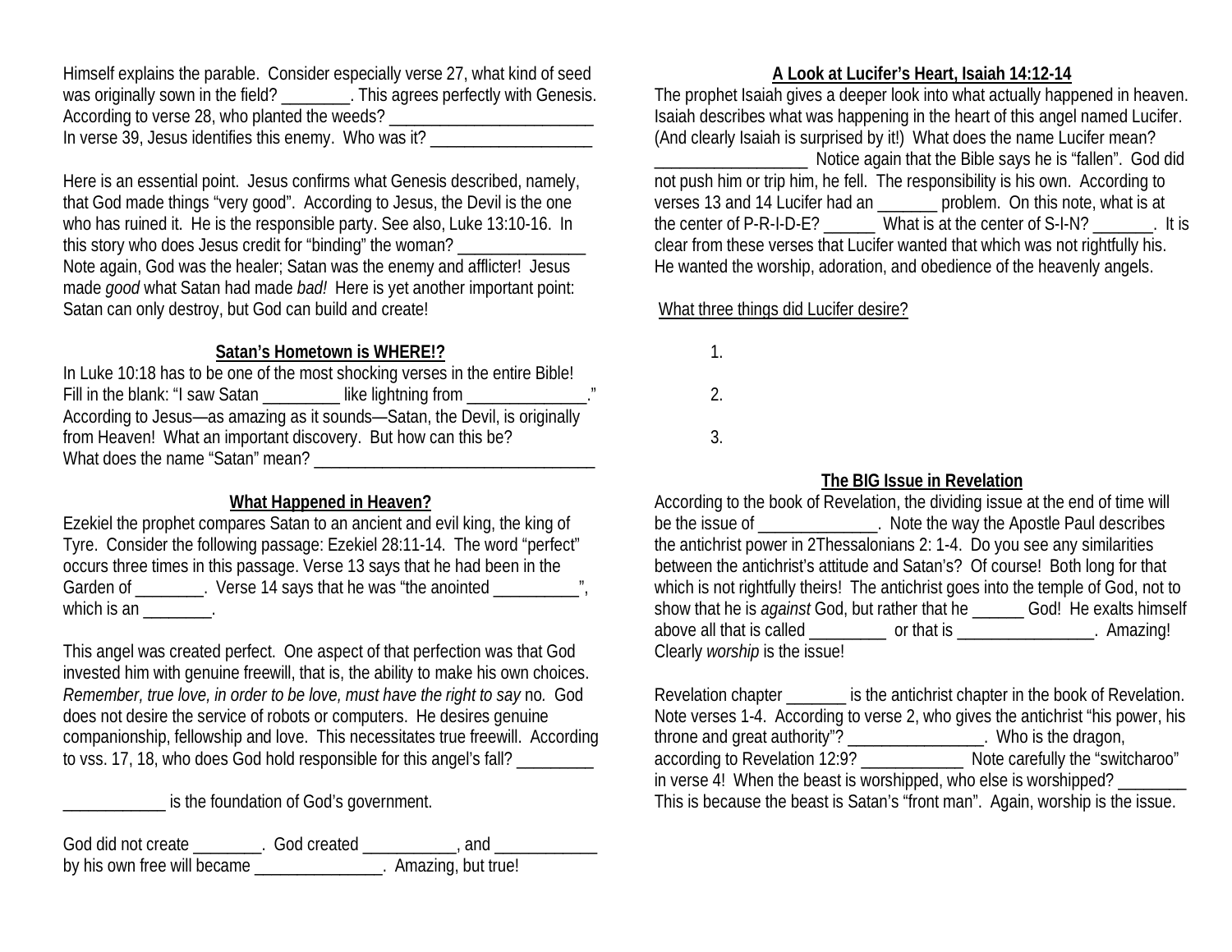Himself explains the parable. Consider especially verse 27, what kind of seed was originally sown in the field? ________. This agrees perfectly with Genesis. According to verse 28, who planted the weeds? ________________________ In verse 39, Jesus identifies this enemy. Who was it? ___________________

Here is an essential point. Jesus confirms what Genesis described, namely, that God made things "very good". According to Jesus, the Devil is the one who has ruined it. He is the responsible party. See also, Luke 13:10-16. In this story who does Jesus credit for "binding" the woman? _______________ Note again, God was the healer; Satan was the enemy and afflicter! Jesus made *good* what Satan had made *bad!* Here is yet another important point: Satan can only destroy, but God can build and create!

**Satan's Hometown is WHERE!?**

In Luke 10:18 has to be one of the most shocking verses in the entire Bible! Fill in the blank: "I saw Satan _________ like lightning from ______________." According to Jesus—as amazing as it sounds—Satan, the Devil, is originally from Heaven! What an important discovery. But how can this be? What does the name "Satan" mean? _________________________________

**What Happened in Heaven?**

Ezekiel the prophet compares Satan to an ancient and evil king, the king of Tyre. Consider the following passage: Ezekiel 28:11-14. The word "perfect" occurs three times in this passage. Verse 13 says that he had been in the Garden of ________. Verse 14 says that he was "the anointed __________", which is an ________.

This angel was created perfect. One aspect of that perfection was that God invested him with genuine freewill, that is, the ability to make his own choices. *Remember, true love, in order to be love, must have the right to say* no. God does not desire the service of robots or computers. He desires genuine companionship, fellowship and love. This necessitates true freewill. According to vss. 17, 18, who does God hold responsible for this angel's fall? _________

____________ is the foundation of God's government.

God did not create ________. God created ___________, and ____________ by his own free will became _______________. Amazing, but true!

**A Look at Lucifer's Heart, Isaiah 14:12-14**

The prophet Isaiah gives a deeper look into what actually happened in heaven. Isaiah describes what was happening in the heart of this angel named Lucifer. (And clearly Isaiah is surprised by it!) What does the name Lucifer mean? __________________ Notice again that the Bible says he is "fallen". God did not push him or trip him, he fell. The responsibility is his own. According to verses 13 and 14 Lucifer had an _______ problem. On this note, what is at the center of P-R-I-D-E? ______ What is at the center of S-I-N? _______. It is clear from these verses that Lucifer wanted that which was not rightfully his. He wanted the worship, adoration, and obedience of the heavenly angels.

What three things did Lucifer desire?

1.

2.

3.

**The BIG Issue in Revelation**

According to the book of Revelation, the dividing issue at the end of time will be the issue of ______________. Note the way the Apostle Paul describes the antichrist power in 2Thessalonians 2: 1-4. Do you see any similarities between the antichrist's attitude and Satan's? Of course! Both long for that which is not rightfully theirs! The antichrist goes into the temple of God, not to show that he is *against* God, but rather that he ______ God! He exalts himself above all that is called _________ or that is ________________. Amazing! Clearly *worship* is the issue!

Revelation chapter _______ is the antichrist chapter in the book of Revelation. Note verses 1-4. According to verse 2, who gives the antichrist "his power, his throne and great authority"? ________________. Who is the dragon, according to Revelation 12:9? ____________ Note carefully the "switcharoo" in verse 4! When the beast is worshipped, who else is worshipped? ________ This is because the beast is Satan's "front man". Again, worship is the issue.